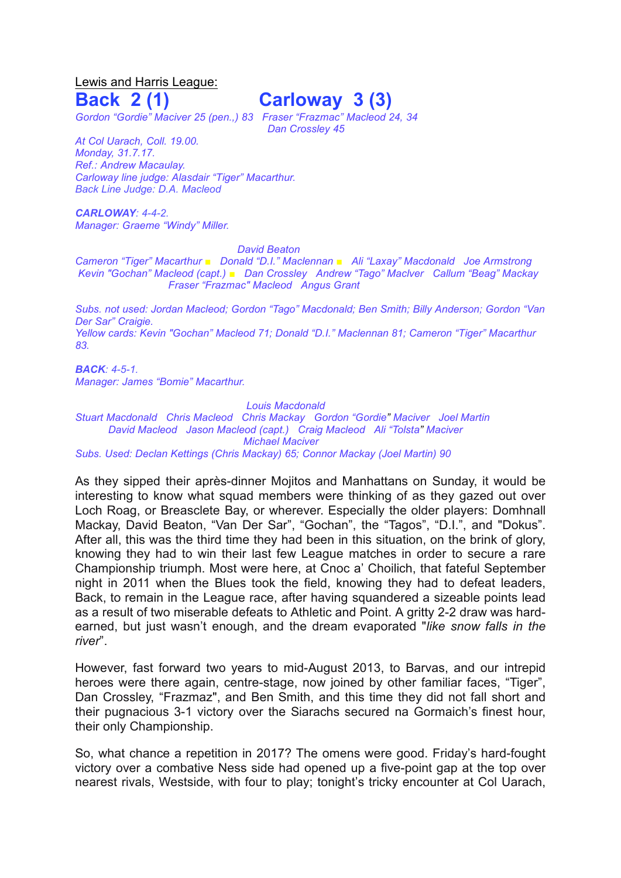Lewis and Harris League:

# Back 2 (1) Carloway 3 (3)

*Gordon "Gordie" Maciver 25 (pen.,) 83 Fraser "Frazmac" Macleod 24, 34*
*Dan Crossley 45*

*At Col Uarach, Coll. 19.00.*
*Monday, 31.7.17.*
*Ref.: Andrew Macaulay.*
*Carloway line judge: Alasdair "Tiger" Macarthur.*
*Back Line Judge: D.A. Macleod*

***CARLOWAY**: 4-4-2.*
*Manager: Graeme "Windy" Miller.*

*David Beaton*
*Cameron "Tiger" Macarthur ■ Donald "D.I." Maclennan ■ Ali "Laxay" Macdonald Joe Armstrong*
*Kevin "Gochan" Macleod (capt.) ■ Dan Crossley Andrew "Tago" MacIver Callum "Beag" Mackay*
*Fraser "Frazmac" Macleod Angus Grant*

*Subs. not used: Jordan Macleod; Gordon "Tago" Macdonald; Ben Smith; Billy Anderson; Gordon "Van Der Sar" Craigie.*
*Yellow cards: Kevin "Gochan" Macleod 71; Donald "D.I." Maclennan 81; Cameron "Tiger" Macarthur 83.*

***BACK**: 4-5-1.*
*Manager: James "Bomie" Macarthur.*

*Louis Macdonald*
*Stuart Macdonald Chris Macleod Chris Mackay Gordon "Gordie" Maciver Joel Martin*
*David Macleod Jason Macleod (capt.) Craig Macleod Ali "Tolsta" Maciver*
*Michael Maciver*
*Subs. Used: Declan Kettings (Chris Mackay) 65; Connor Mackay (Joel Martin) 90*

As they sipped their après-dinner Mojitos and Manhattans on Sunday, it would be interesting to know what squad members were thinking of as they gazed out over Loch Roag, or Breasclete Bay, or wherever. Especially the older players: Domhnall Mackay, David Beaton, "Van Der Sar", "Gochan", the "Tagos", "D.I.", and "Dokus". After all, this was the third time they had been in this situation, on the brink of glory, knowing they had to win their last few League matches in order to secure a rare Championship triumph. Most were here, at Cnoc a' Choilich, that fateful September night in 2011 when the Blues took the field, knowing they had to defeat leaders, Back, to remain in the League race, after having squandered a sizeable points lead as a result of two miserable defeats to Athletic and Point. A gritty 2-2 draw was hard-earned, but just wasn't enough, and the dream evaporated "*like snow falls in the river*".

However, fast forward two years to mid-August 2013, to Barvas, and our intrepid heroes were there again, centre-stage, now joined by other familiar faces, "Tiger", Dan Crossley, "Frazmaz", and Ben Smith, and this time they did not fall short and their pugnacious 3-1 victory over the Siarachs secured na Gormaich's finest hour, their only Championship.

So, what chance a repetition in 2017? The omens were good. Friday's hard-fought victory over a combative Ness side had opened up a five-point gap at the top over nearest rivals, Westside, with four to play; tonight's tricky encounter at Col Uarach,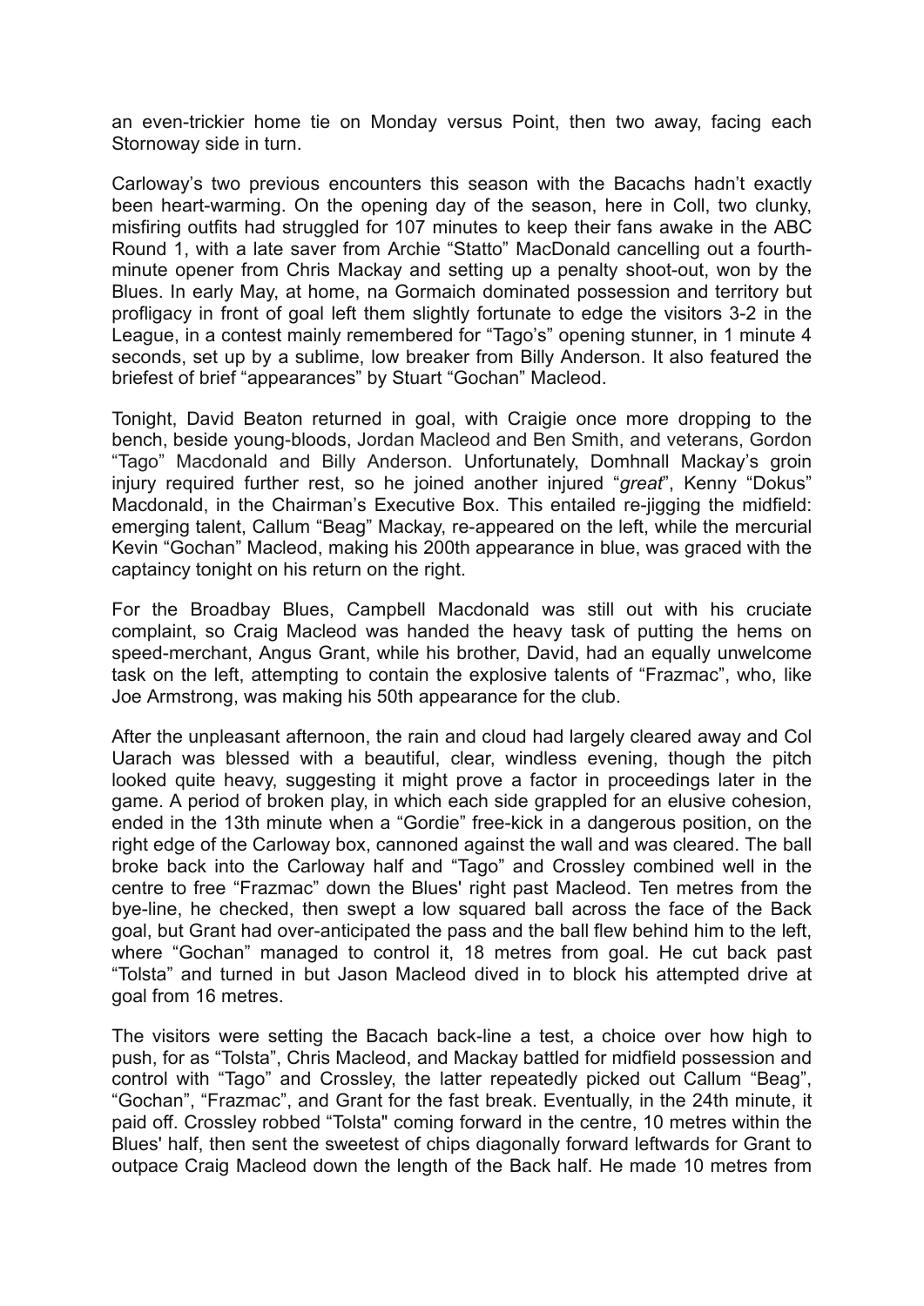an even-trickier home tie on Monday versus Point, then two away, facing each Stornoway side in turn.

Carloway's two previous encounters this season with the Bacachs hadn't exactly been heart-warming. On the opening day of the season, here in Coll, two clunky, misfiring outfits had struggled for 107 minutes to keep their fans awake in the ABC Round 1, with a late saver from Archie "Statto" MacDonald cancelling out a fourth-minute opener from Chris Mackay and setting up a penalty shoot-out, won by the Blues. In early May, at home, na Gormaich dominated possession and territory but profligacy in front of goal left them slightly fortunate to edge the visitors 3-2 in the League, in a contest mainly remembered for "Tago's" opening stunner, in 1 minute 4 seconds, set up by a sublime, low breaker from Billy Anderson. It also featured the briefest of brief "appearances" by Stuart "Gochan" Macleod.

Tonight, David Beaton returned in goal, with Craigie once more dropping to the bench, beside young-bloods, Jordan Macleod and Ben Smith, and veterans, Gordon "Tago" Macdonald and Billy Anderson. Unfortunately, Domhnall Mackay's groin injury required further rest, so he joined another injured "*great*", Kenny "Dokus" Macdonald, in the Chairman's Executive Box. This entailed re-jigging the midfield: emerging talent, Callum "Beag" Mackay, re-appeared on the left, while the mercurial Kevin "Gochan" Macleod, making his 200th appearance in blue, was graced with the captaincy tonight on his return on the right.

For the Broadbay Blues, Campbell Macdonald was still out with his cruciate complaint, so Craig Macleod was handed the heavy task of putting the hems on speed-merchant, Angus Grant, while his brother, David, had an equally unwelcome task on the left, attempting to contain the explosive talents of "Frazmac", who, like Joe Armstrong, was making his 50th appearance for the club.

After the unpleasant afternoon, the rain and cloud had largely cleared away and Col Uarach was blessed with a beautiful, clear, windless evening, though the pitch looked quite heavy, suggesting it might prove a factor in proceedings later in the game. A period of broken play, in which each side grappled for an elusive cohesion, ended in the 13th minute when a "Gordie" free-kick in a dangerous position, on the right edge of the Carloway box, cannoned against the wall and was cleared. The ball broke back into the Carloway half and "Tago" and Crossley combined well in the centre to free "Frazmac" down the Blues' right past Macleod. Ten metres from the bye-line, he checked, then swept a low squared ball across the face of the Back goal, but Grant had over-anticipated the pass and the ball flew behind him to the left, where "Gochan" managed to control it, 18 metres from goal. He cut back past "Tolsta" and turned in but Jason Macleod dived in to block his attempted drive at goal from 16 metres.

The visitors were setting the Bacach back-line a test, a choice over how high to push, for as "Tolsta", Chris Macleod, and Mackay battled for midfield possession and control with "Tago" and Crossley, the latter repeatedly picked out Callum "Beag", "Gochan", "Frazmac", and Grant for the fast break. Eventually, in the 24th minute, it paid off. Crossley robbed "Tolsta" coming forward in the centre, 10 metres within the Blues' half, then sent the sweetest of chips diagonally forward leftwards for Grant to outpace Craig Macleod down the length of the Back half. He made 10 metres from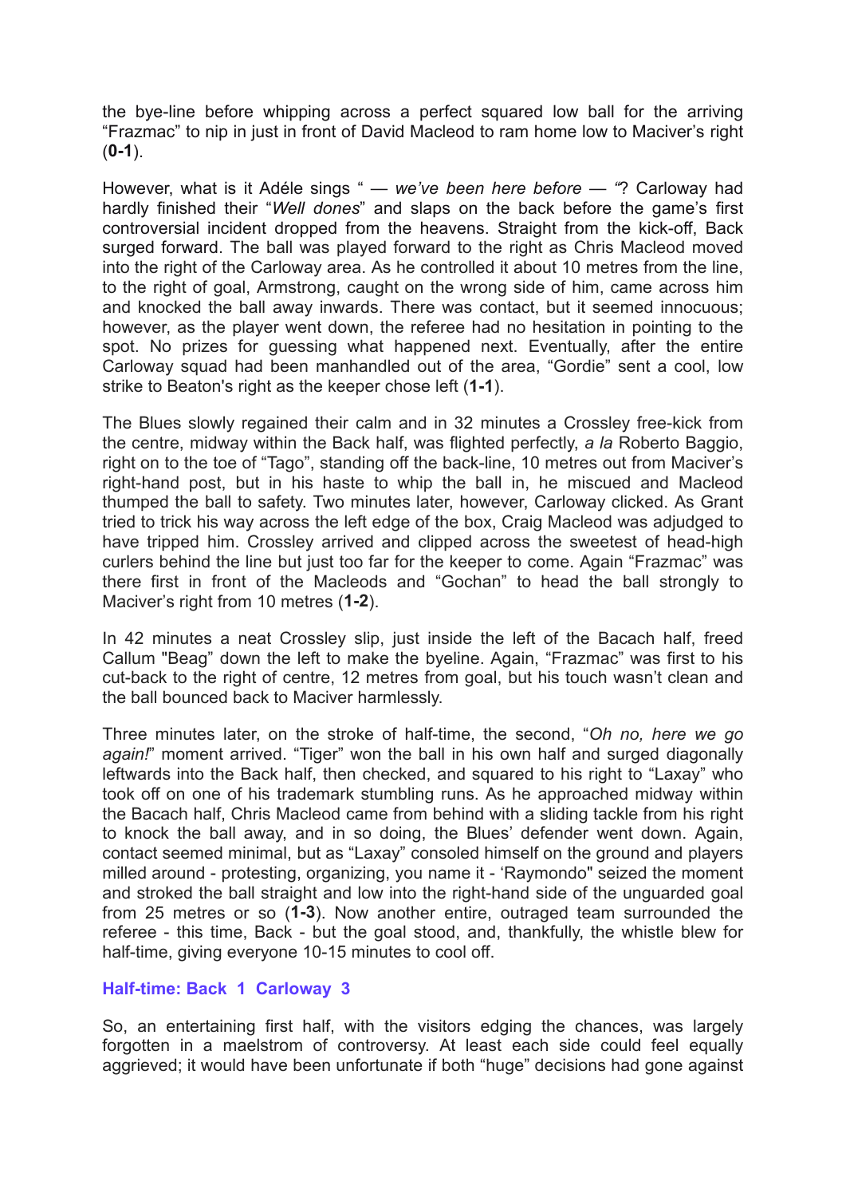the bye-line before whipping across a perfect squared low ball for the arriving "Frazmac" to nip in just in front of David Macleod to ram home low to Maciver's right (**0-1**).

However, what is it Adéle sings " — *we've been here before* — "? Carloway had hardly finished their "*Well dones*" and slaps on the back before the game's first controversial incident dropped from the heavens. Straight from the kick-off, Back surged forward. The ball was played forward to the right as Chris Macleod moved into the right of the Carloway area. As he controlled it about 10 metres from the line, to the right of goal, Armstrong, caught on the wrong side of him, came across him and knocked the ball away inwards. There was contact, but it seemed innocuous; however, as the player went down, the referee had no hesitation in pointing to the spot. No prizes for guessing what happened next. Eventually, after the entire Carloway squad had been manhandled out of the area, "Gordie" sent a cool, low strike to Beaton's right as the keeper chose left (**1-1**).

The Blues slowly regained their calm and in 32 minutes a Crossley free-kick from the centre, midway within the Back half, was flighted perfectly, *a la* Roberto Baggio, right on to the toe of "Tago", standing off the back-line, 10 metres out from Maciver's right-hand post, but in his haste to whip the ball in, he miscued and Macleod thumped the ball to safety. Two minutes later, however, Carloway clicked. As Grant tried to trick his way across the left edge of the box, Craig Macleod was adjudged to have tripped him. Crossley arrived and clipped across the sweetest of head-high curlers behind the line but just too far for the keeper to come. Again "Frazmac" was there first in front of the Macleods and "Gochan" to head the ball strongly to Maciver's right from 10 metres (**1-2**).

In 42 minutes a neat Crossley slip, just inside the left of the Bacach half, freed Callum "Beag" down the left to make the byeline. Again, "Frazmac" was first to his cut-back to the right of centre, 12 metres from goal, but his touch wasn't clean and the ball bounced back to Maciver harmlessly.

Three minutes later, on the stroke of half-time, the second, "*Oh no, here we go again!*" moment arrived. "Tiger" won the ball in his own half and surged diagonally leftwards into the Back half, then checked, and squared to his right to "Laxay" who took off on one of his trademark stumbling runs. As he approached midway within the Bacach half, Chris Macleod came from behind with a sliding tackle from his right to knock the ball away, and in so doing, the Blues' defender went down. Again, contact seemed minimal, but as "Laxay" consoled himself on the ground and players milled around - protesting, organizing, you name it - 'Raymondo" seized the moment and stroked the ball straight and low into the right-hand side of the unguarded goal from 25 metres or so (**1-3**). Now another entire, outraged team surrounded the referee - this time, Back - but the goal stood, and, thankfully, the whistle blew for half-time, giving everyone 10-15 minutes to cool off.

**Half-time: Back 1 Carloway 3**

So, an entertaining first half, with the visitors edging the chances, was largely forgotten in a maelstrom of controversy. At least each side could feel equally aggrieved; it would have been unfortunate if both "huge" decisions had gone against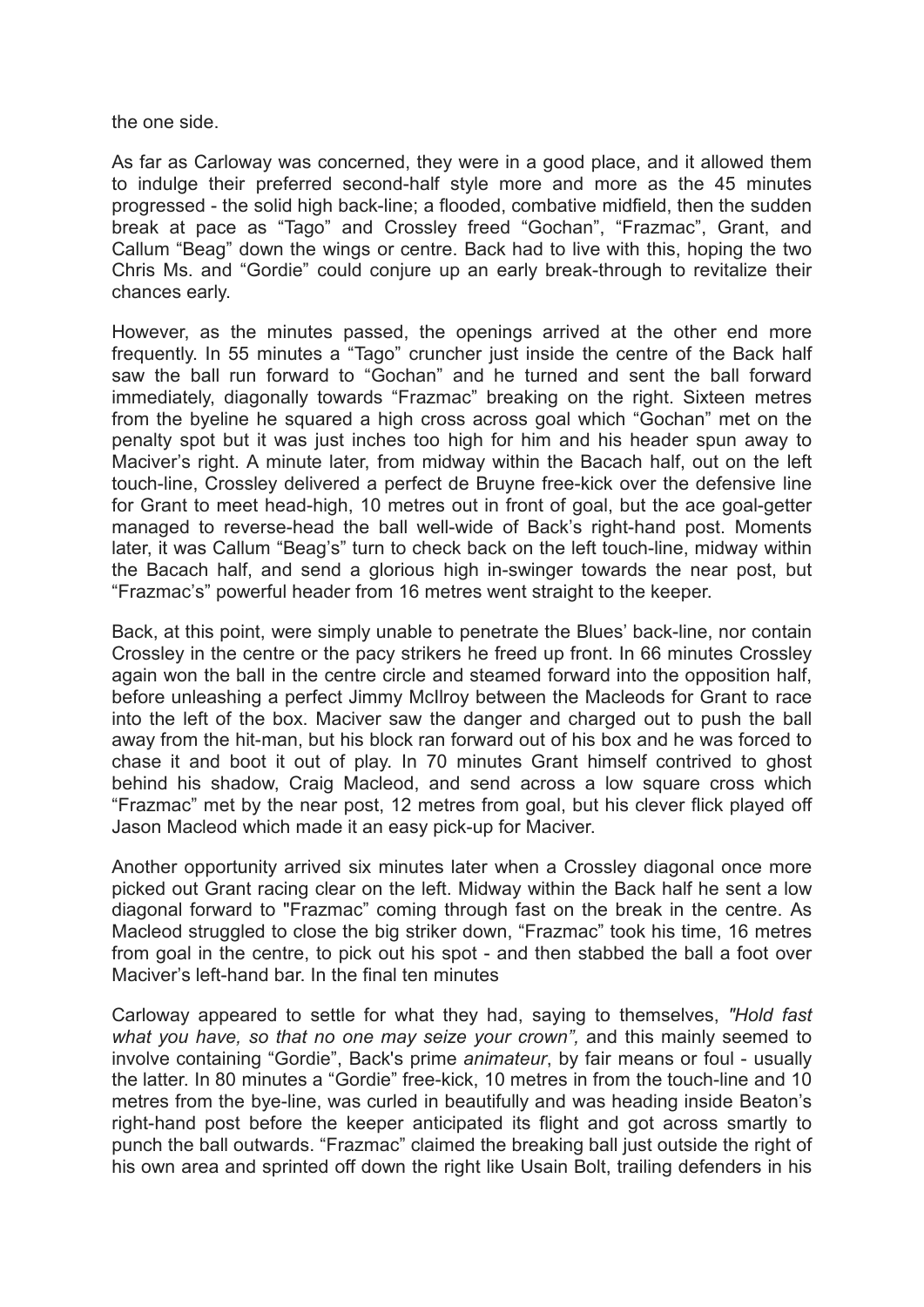the one side.

As far as Carloway was concerned, they were in a good place, and it allowed them to indulge their preferred second-half style more and more as the 45 minutes progressed - the solid high back-line; a flooded, combative midfield, then the sudden break at pace as "Tago" and Crossley freed "Gochan", "Frazmac", Grant, and Callum "Beag" down the wings or centre. Back had to live with this, hoping the two Chris Ms. and "Gordie" could conjure up an early break-through to revitalize their chances early.

However, as the minutes passed, the openings arrived at the other end more frequently. In 55 minutes a "Tago" cruncher just inside the centre of the Back half saw the ball run forward to "Gochan" and he turned and sent the ball forward immediately, diagonally towards "Frazmac" breaking on the right. Sixteen metres from the byeline he squared a high cross across goal which "Gochan" met on the penalty spot but it was just inches too high for him and his header spun away to Maciver's right. A minute later, from midway within the Bacach half, out on the left touch-line, Crossley delivered a perfect de Bruyne free-kick over the defensive line for Grant to meet head-high, 10 metres out in front of goal, but the ace goal-getter managed to reverse-head the ball well-wide of Back's right-hand post. Moments later, it was Callum "Beag's" turn to check back on the left touch-line, midway within the Bacach half, and send a glorious high in-swinger towards the near post, but "Frazmac's" powerful header from 16 metres went straight to the keeper.

Back, at this point, were simply unable to penetrate the Blues' back-line, nor contain Crossley in the centre or the pacy strikers he freed up front. In 66 minutes Crossley again won the ball in the centre circle and steamed forward into the opposition half, before unleashing a perfect Jimmy McIlroy between the Macleods for Grant to race into the left of the box. Maciver saw the danger and charged out to push the ball away from the hit-man, but his block ran forward out of his box and he was forced to chase it and boot it out of play. In 70 minutes Grant himself contrived to ghost behind his shadow, Craig Macleod, and send across a low square cross which "Frazmac" met by the near post, 12 metres from goal, but his clever flick played off Jason Macleod which made it an easy pick-up for Maciver.

Another opportunity arrived six minutes later when a Crossley diagonal once more picked out Grant racing clear on the left. Midway within the Back half he sent a low diagonal forward to "Frazmac" coming through fast on the break in the centre. As Macleod struggled to close the big striker down, "Frazmac" took his time, 16 metres from goal in the centre, to pick out his spot - and then stabbed the ball a foot over Maciver's left-hand bar. In the final ten minutes

Carloway appeared to settle for what they had, saying to themselves, *"Hold fast what you have, so that no one may seize your crown",* and this mainly seemed to involve containing "Gordie", Back's prime *animateur*, by fair means or foul - usually the latter. In 80 minutes a "Gordie" free-kick, 10 metres in from the touch-line and 10 metres from the bye-line, was curled in beautifully and was heading inside Beaton's right-hand post before the keeper anticipated its flight and got across smartly to punch the ball outwards. "Frazmac" claimed the breaking ball just outside the right of his own area and sprinted off down the right like Usain Bolt, trailing defenders in his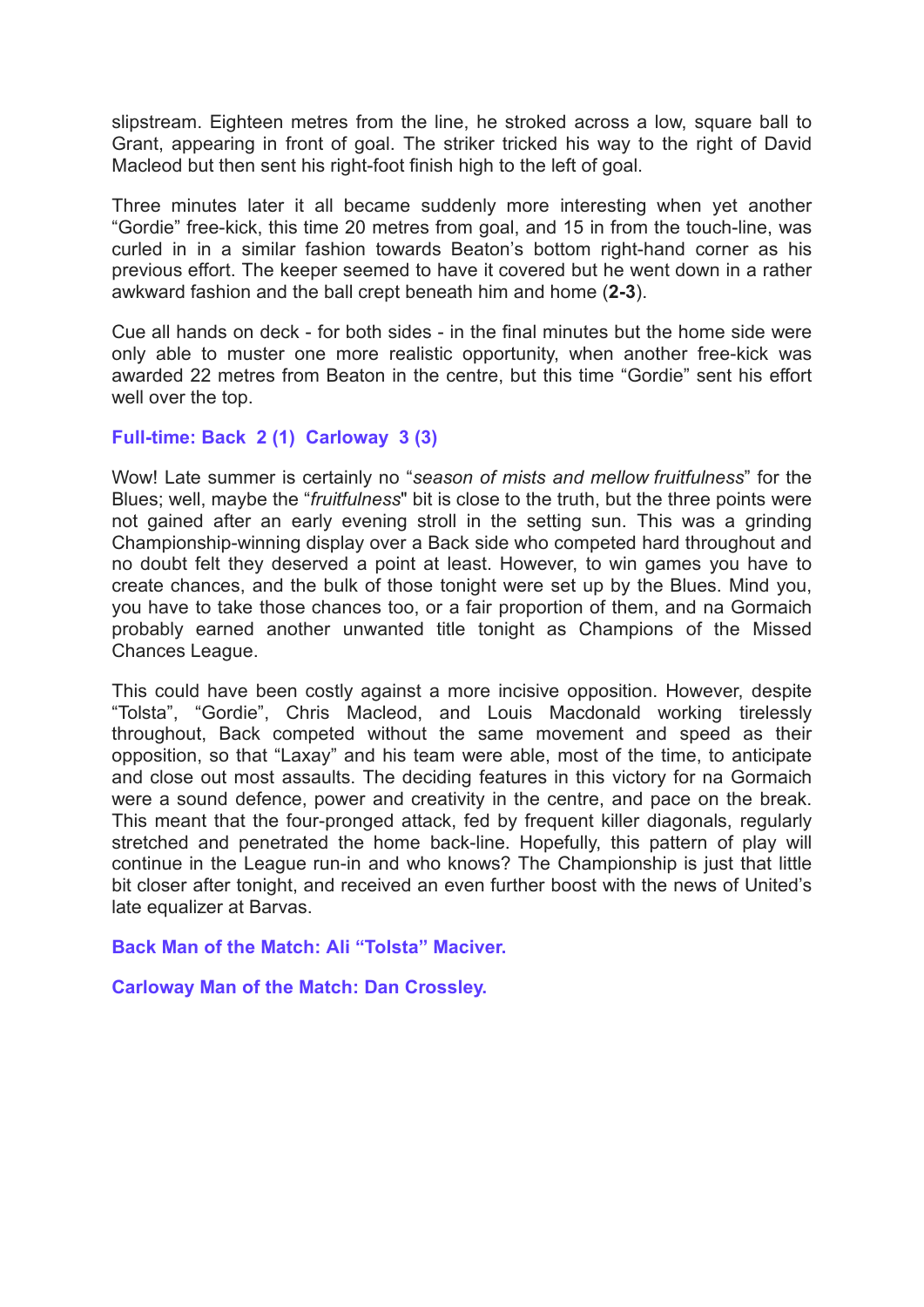slipstream. Eighteen metres from the line, he stroked across a low, square ball to Grant, appearing in front of goal. The striker tricked his way to the right of David Macleod but then sent his right-foot finish high to the left of goal.

Three minutes later it all became suddenly more interesting when yet another "Gordie" free-kick, this time 20 metres from goal, and 15 in from the touch-line, was curled in in a similar fashion towards Beaton's bottom right-hand corner as his previous effort. The keeper seemed to have it covered but he went down in a rather awkward fashion and the ball crept beneath him and home (**2-3**).

Cue all hands on deck - for both sides - in the final minutes but the home side were only able to muster one more realistic opportunity, when another free-kick was awarded 22 metres from Beaton in the centre, but this time "Gordie" sent his effort well over the top.

**Full-time: Back  2 (1)  Carloway  3 (3)**

Wow! Late summer is certainly no "*season of mists and mellow fruitfulness*" for the Blues; well, maybe the "*fruitfulness*" bit is close to the truth, but the three points were not gained after an early evening stroll in the setting sun. This was a grinding Championship-winning display over a Back side who competed hard throughout and no doubt felt they deserved a point at least. However, to win games you have to create chances, and the bulk of those tonight were set up by the Blues. Mind you, you have to take those chances too, or a fair proportion of them, and na Gormaich probably earned another unwanted title tonight as Champions of the Missed Chances League.

This could have been costly against a more incisive opposition. However, despite "Tolsta", "Gordie", Chris Macleod, and Louis Macdonald working tirelessly throughout, Back competed without the same movement and speed as their opposition, so that "Laxay" and his team were able, most of the time, to anticipate and close out most assaults. The deciding features in this victory for na Gormaich were a sound defence, power and creativity in the centre, and pace on the break. This meant that the four-pronged attack, fed by frequent killer diagonals, regularly stretched and penetrated the home back-line. Hopefully, this pattern of play will continue in the League run-in and who knows? The Championship is just that little bit closer after tonight, and received an even further boost with the news of United's late equalizer at Barvas.

**Back Man of the Match: Ali "Tolsta" Maciver.**

**Carloway Man of the Match: Dan Crossley.**